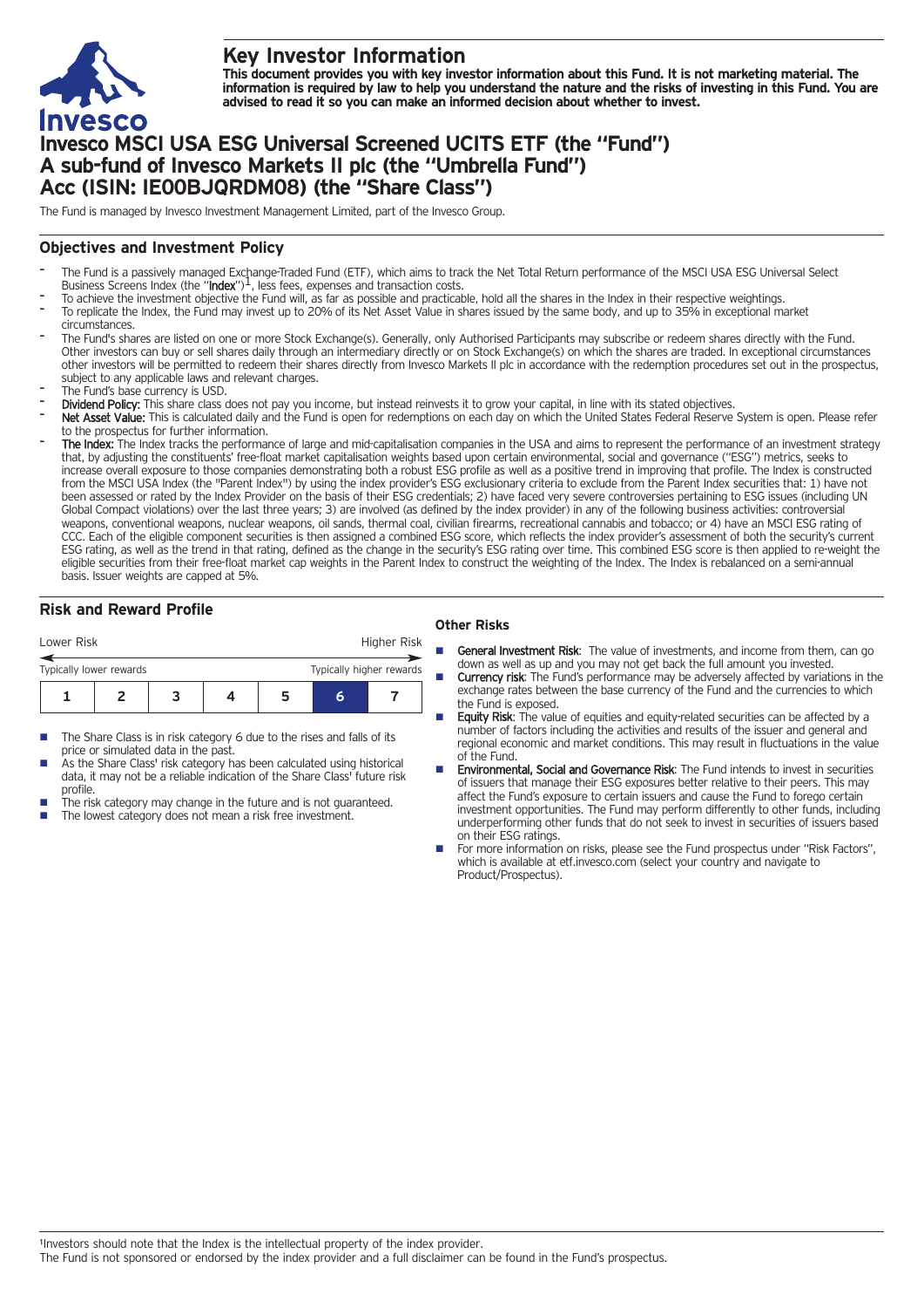# Key Investor Information

**This document provides you with key investor information about this Fund. It is not marketing material. The information is required by law to help you understand the nature and the risks of investing in this Fund. You are advised to read it so you can make an informed decision about whether to invest.**

# Invesco MSCI USA ESG Universal Screened UCITS ETF (the "Fund") A sub-fund of Invesco Markets II plc (the "Umbrella Fund") Acc (ISIN: IE00BJQRDM08) (the "Share Class")

The Fund is managed by Invesco Investment Management Limited, part of the Invesco Group.

## Objectives and Investment Policy

- The Fund is a passively managed Exchange-Traded Fund (ETF), which aims to track the Net Total Return performance of the MSCI USA ESG Universal Select Business Screens Index (the "**Index**")[1], less fees, expenses and transaction costs.
- To achieve the investment objective the Fund will, as far as possible and practicable, hold all the shares in the Index in their respective weightings.
- To replicate the Index, the Fund may invest up to 20% of its Net Asset Value in shares issued by the same body, and up to 35% in exceptional market circumstances.
- The Fund's shares are listed on one or more Stock Exchange(s). Generally, only Authorised Participants may subscribe or redeem shares directly with the Fund. Other investors can buy or sell shares daily through an intermediary directly or on Stock Exchange(s) on which the shares are traded. In exceptional circumstances other investors will be permitted to redeem their shares directly from Invesco Markets II plc in accordance with the redemption procedures set out in the prospectus, subject to any applicable laws and relevant charges.
- The Fund's base currency is USD.
- **Dividend Policy:** This share class does not pay you income, but instead reinvests it to grow your capital, in line with its stated objectives.
- **Net Asset Value:** This is calculated daily and the Fund is open for redemptions on each day on which the United States Federal Reserve System is open. Please refer to the prospectus for further information.
- **The Index:** The Index tracks the performance of large and mid-capitalisation companies in the USA and aims to represent the performance of an investment strategy that, by adjusting the constituents' free-float market capitalisation weights based upon certain environmental, social and governance ("ESG") metrics, seeks to increase overall exposure to those companies demonstrating both a robust ESG profile as well as a positive trend in improving that profile. The Index is constructed from the MSCI USA Index (the "Parent Index") by using the index provider's ESG exclusionary criteria to exclude from the Parent Index securities that: 1) have not been assessed or rated by the Index Provider on the basis of their ESG credentials; 2) have faced very severe controversies pertaining to ESG issues (including UN Global Compact violations) over the last three years; 3) are involved (as defined by the index provider) in any of the following business activities: controversial weapons, conventional weapons, nuclear weapons, oil sands, thermal coal, civilian firearms, recreational cannabis and tobacco; or 4) have an MSCI ESG rating of CCC. Each of the eligible component securities is then assigned a combined ESG score, which reflects the index provider's assessment of both the security's current ESG rating, as well as the trend in that rating, defined as the change in the security's ESG rating over time. This combined ESG score is then applied to re-weight the eligible securities from their free-float market cap weights in the Parent Index to construct the weighting of the Index. The Index is rebalanced on a semi-annual basis. Issuer weights are capped at 5%.

## Risk and Reward Profile

Lower Risk — Higher Risk

Typically lower rewards — Typically higher rewards

| 1 | 2 | 3 | 4 | 5 | **6** | 7 |
|---|---|---|---|---|---|---|

- The Share Class is in risk category 6 due to the rises and falls of its price or simulated data in the past.
- As the Share Class' risk category has been calculated using historical data, it may not be a reliable indication of the Share Class' future risk profile.
- The risk category may change in the future and is not guaranteed.
- The lowest category does not mean a risk free investment.

### Other Risks

- **General Investment Risk**: The value of investments, and income from them, can go down as well as up and you may not get back the full amount you invested.
- **Currency risk**: The Fund's performance may be adversely affected by variations in the exchange rates between the base currency of the Fund and the currencies to which the Fund is exposed.
- **Equity Risk**: The value of equities and equity-related securities can be affected by a number of factors including the activities and results of the issuer and general and regional economic and market conditions. This may result in fluctuations in the value of the Fund.
- **Environmental, Social and Governance Risk**: The Fund intends to invest in securities of issuers that manage their ESG exposures better relative to their peers. This may affect the Fund's exposure to certain issuers and cause the Fund to forego certain investment opportunities. The Fund may perform differently to other funds, including underperforming other funds that do not seek to invest in securities of issuers based on their ESG ratings.
- For more information on risks, please see the Fund prospectus under "Risk Factors", which is available at etf.invesco.com (select your country and navigate to Product/Prospectus).

[1]Investors should note that the Index is the intellectual property of the index provider.
The Fund is not sponsored or endorsed by the index provider and a full disclaimer can be found in the Fund's prospectus.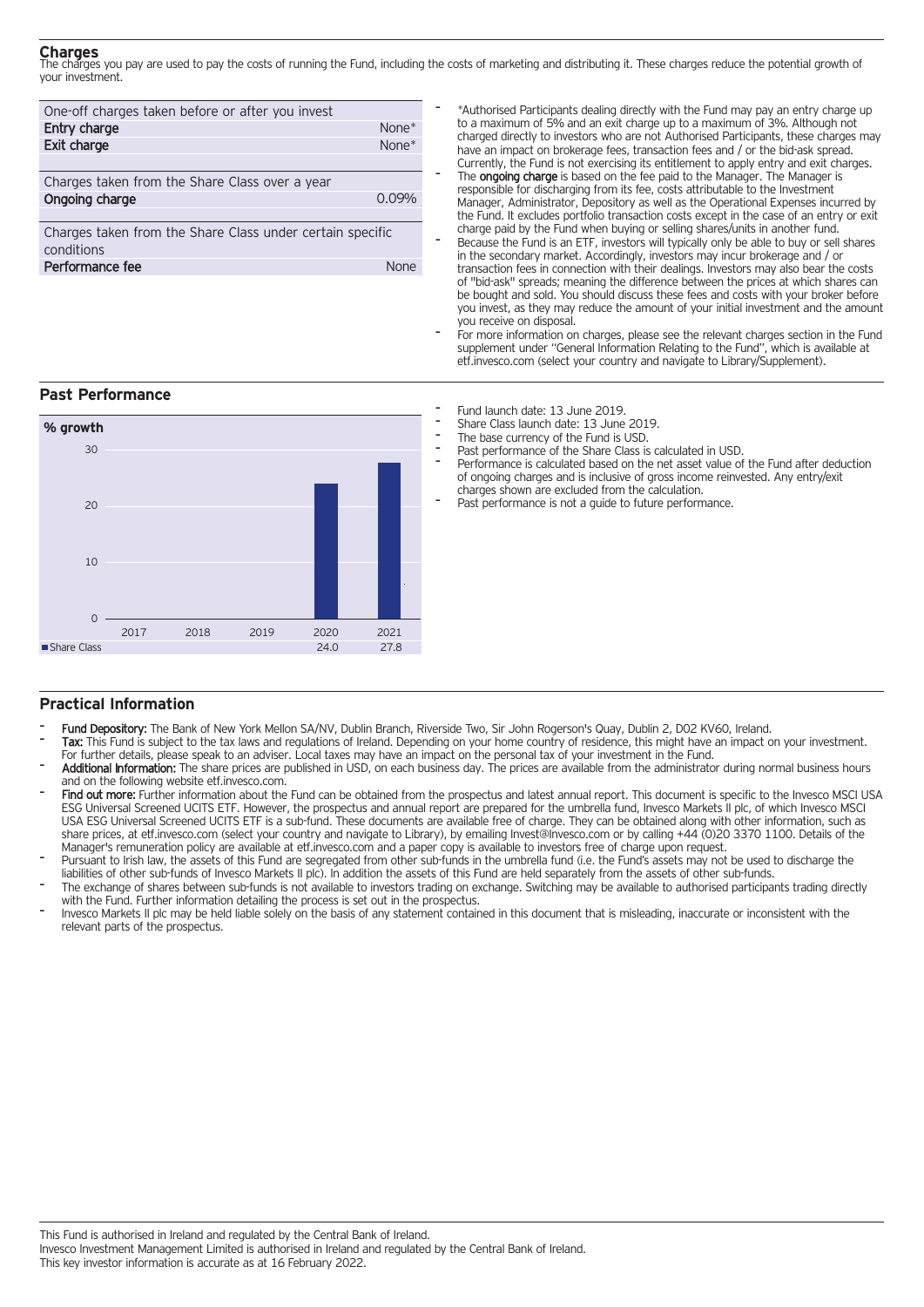## Charges

The charges you pay are used to pay the costs of running the Fund, including the costs of marketing and distributing it. These charges reduce the potential growth of your investment.

| | |
|---|---|
| One-off charges taken before or after you invest | |
| **Entry charge** | None* |
| **Exit charge** | None* |
| Charges taken from the Share Class over a year | |
| **Ongoing charge** | 0.09% |
| Charges taken from the Share Class under certain specific conditions | |
| **Performance fee** | None |

- *Authorised Participants dealing directly with the Fund may pay an entry charge up to a maximum of 5% and an exit charge up to a maximum of 3%. Although not charged directly to investors who are not Authorised Participants, these charges may have an impact on brokerage fees, transaction fees and / or the bid-ask spread. Currently, the Fund is not exercising its entitlement to apply entry and exit charges.
- The **ongoing charge** is based on the fee paid to the Manager. The Manager is responsible for discharging from its fee, costs attributable to the Investment Manager, Administrator, Depository as well as the Operational Expenses incurred by the Fund. It excludes portfolio transaction costs except in the case of an entry or exit charge paid by the Fund when buying or selling shares/units in another fund.
- Because the Fund is an ETF, investors will typically only be able to buy or sell shares in the secondary market. Accordingly, investors may incur brokerage and / or transaction fees in connection with their dealings. Investors may also bear the costs of "bid-ask" spreads; meaning the difference between the prices at which shares can be bought and sold. You should discuss these fees and costs with your broker before you invest, as they may reduce the amount of your initial investment and the amount you receive on disposal.
- For more information on charges, please see the relevant charges section in the Fund supplement under "General Information Relating to the Fund", which is available at etf.invesco.com (select your country and navigate to Library/Supplement).

## Past Performance

% growth

30
20
10
0

2017 2018 2019 2020 2021

Share Class 24.0 27.8

- Fund launch date: 13 June 2019.
- Share Class launch date: 13 June 2019.
- The base currency of the Fund is USD.
- Past performance of the Share Class is calculated in USD.
- Performance is calculated based on the net asset value of the Fund after deduction of ongoing charges and is inclusive of gross income reinvested. Any entry/exit charges shown are excluded from the calculation.
- Past performance is not a guide to future performance.

## Practical Information

- **Fund Depository:** The Bank of New York Mellon SA/NV, Dublin Branch, Riverside Two, Sir John Rogerson's Quay, Dublin 2, D02 KV60, Ireland.
- **Tax:** This Fund is subject to the tax laws and regulations of Ireland. Depending on your home country of residence, this might have an impact on your investment. For further details, please speak to an adviser. Local taxes may have an impact on the personal tax of your investment in the Fund.
- **Additional Information:** The share prices are published in USD, on each business day. The prices are available from the administrator during normal business hours and on the following website etf.invesco.com.
- **Find out more:** Further information about the Fund can be obtained from the prospectus and latest annual report. This document is specific to the Invesco MSCI USA ESG Universal Screened UCITS ETF. However, the prospectus and annual report are prepared for the umbrella fund, Invesco Markets II plc, of which Invesco MSCI USA ESG Universal Screened UCITS ETF is a sub-fund. These documents are available free of charge. They can be obtained along with other information, such as share prices, at etf.invesco.com (select your country and navigate to Library), by emailing Invest@Invesco.com or by calling +44 (0)20 3370 1100. Details of the Manager's remuneration policy are available at etf.invesco.com and a paper copy is available to investors free of charge upon request.
- Pursuant to Irish law, the assets of this Fund are segregated from other sub-funds in the umbrella fund (i.e. the Fund's assets may not be used to discharge the liabilities of other sub-funds of Invesco Markets II plc). In addition the assets of this Fund are held separately from the assets of other sub-funds.
- The exchange of shares between sub-funds is not available to investors trading on exchange. Switching may be available to authorised participants trading directly with the Fund. Further information detailing the process is set out in the prospectus.
- Invesco Markets II plc may be held liable solely on the basis of any statement contained in this document that is misleading, inaccurate or inconsistent with the relevant parts of the prospectus.

This Fund is authorised in Ireland and regulated by the Central Bank of Ireland.
Invesco Investment Management Limited is authorised in Ireland and regulated by the Central Bank of Ireland.
This key investor information is accurate as at 16 February 2022.